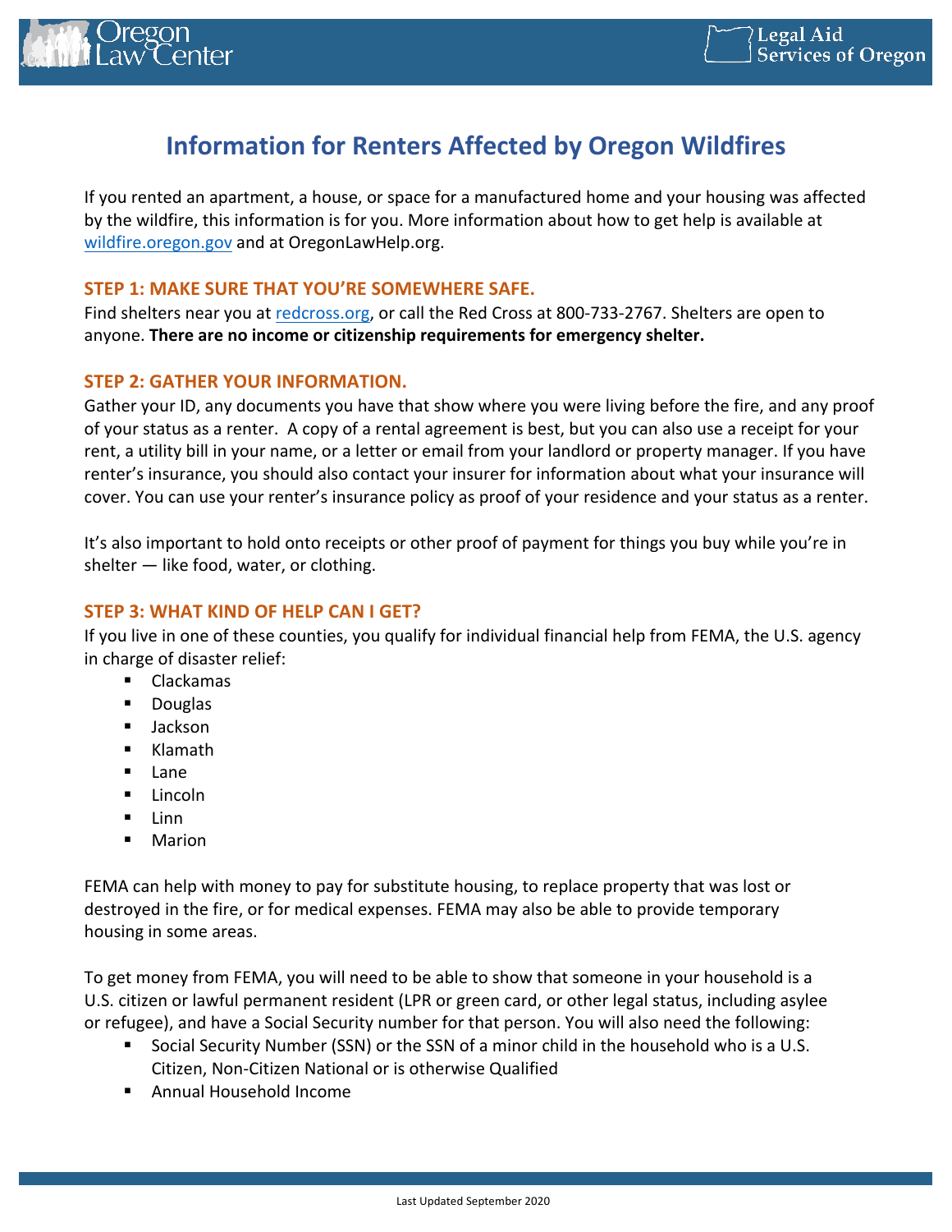# Information for Renters Affected by Oregon Wildfires

If you rented an apartment, a house, or space for a manufactured home and your housing was affected by the wildfire, this information is for you. More information about how to get help is available at [wildfire.oregon.gov](wildfire.oregon.gov) and at OregonLawHelp.org.

## STEP 1: MAKE SURE THAT YOU'RE SOMEWHERE SAFE.

Find shelters near you at [redcross.org](redcross.org), or call the Red Cross at 800-733-2767. Shelters are open to anyone. **There are no income or citizenship requirements for emergency shelter.**

## STEP 2: GATHER YOUR INFORMATION.

Gather your ID, any documents you have that show where you were living before the fire, and any proof of your status as a renter. A copy of a rental agreement is best, but you can also use a receipt for your rent, a utility bill in your name, or a letter or email from your landlord or property manager. If you have renter's insurance, you should also contact your insurer for information about what your insurance will cover. You can use your renter's insurance policy as proof of your residence and your status as a renter.

It's also important to hold onto receipts or other proof of payment for things you buy while you're in shelter — like food, water, or clothing.

## STEP 3: WHAT KIND OF HELP CAN I GET?

If you live in one of these counties, you qualify for individual financial help from FEMA, the U.S. agency in charge of disaster relief:

- Clackamas
- Douglas
- Jackson
- Klamath
- Lane
- Lincoln
- Linn
- Marion

FEMA can help with money to pay for substitute housing, to replace property that was lost or destroyed in the fire, or for medical expenses. FEMA may also be able to provide temporary housing in some areas.

To get money from FEMA, you will need to be able to show that someone in your household is a U.S. citizen or lawful permanent resident (LPR or green card, or other legal status, including asylee or refugee), and have a Social Security number for that person. You will also need the following:

- Social Security Number (SSN) or the SSN of a minor child in the household who is a U.S. Citizen, Non-Citizen National or is otherwise Qualified
- Annual Household Income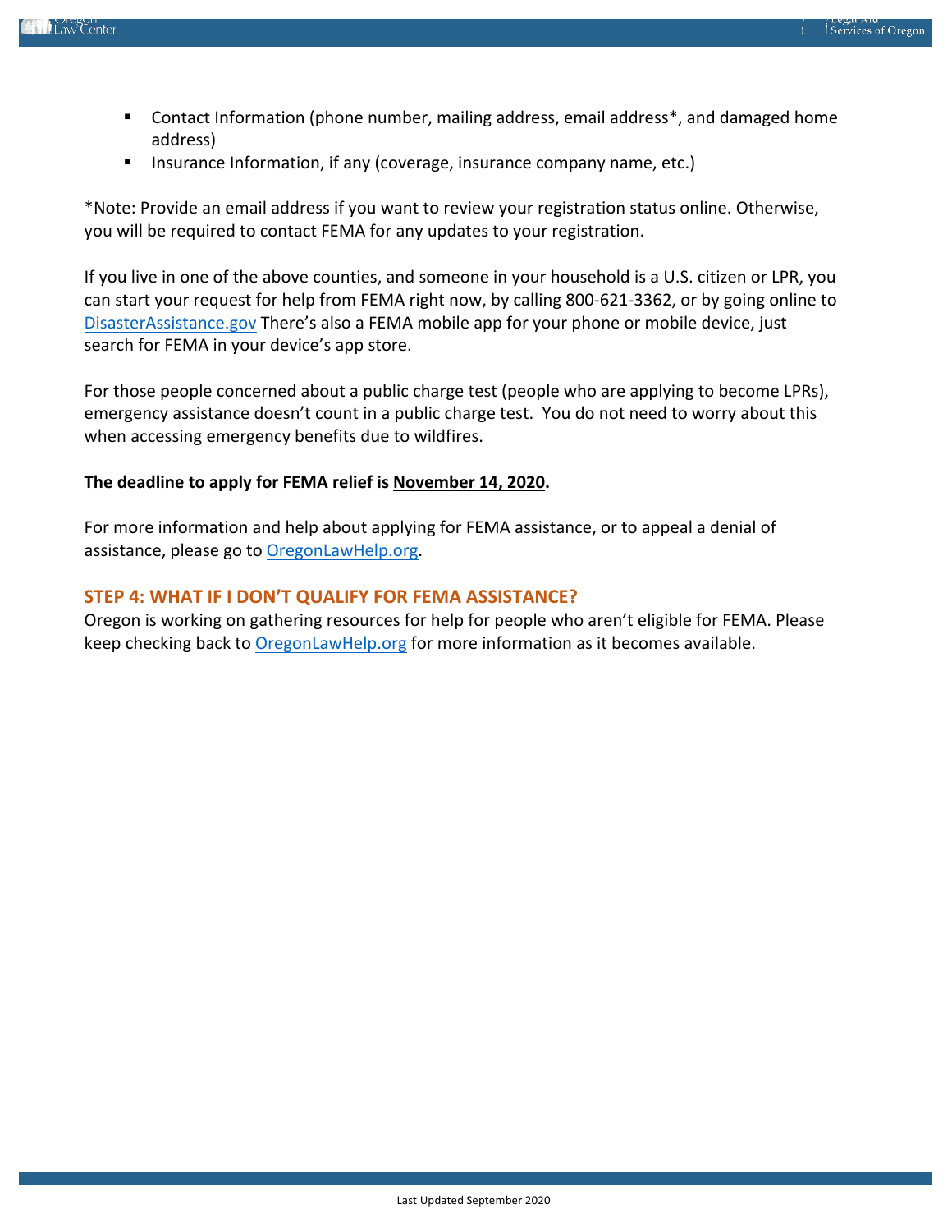- Contact Information (phone number, mailing address, email address*, and damaged home address)
- Insurance Information, if any (coverage, insurance company name, etc.)

*Note: Provide an email address if you want to review your registration status online. Otherwise, you will be required to contact FEMA for any updates to your registration.

If you live in one of the above counties, and someone in your household is a U.S. citizen or LPR, you can start your request for help from FEMA right now, by calling 800-621-3362, or by going online to [DisasterAssistance.gov](DisasterAssistance.gov) There's also a FEMA mobile app for your phone or mobile device, just search for FEMA in your device's app store.

For those people concerned about a public charge test (people who are applying to become LPRs), emergency assistance doesn't count in a public charge test. You do not need to worry about this when accessing emergency benefits due to wildfires.

**The deadline to apply for FEMA relief is <u>November 14, 2020</u>.**

For more information and help about applying for FEMA assistance, or to appeal a denial of assistance, please go to [OregonLawHelp.org](OregonLawHelp.org).

## STEP 4: WHAT IF I DON'T QUALIFY FOR FEMA ASSISTANCE?

Oregon is working on gathering resources for help for people who aren't eligible for FEMA. Please keep checking back to [OregonLawHelp.org](OregonLawHelp.org) for more information as it becomes available.

Last Updated September 2020